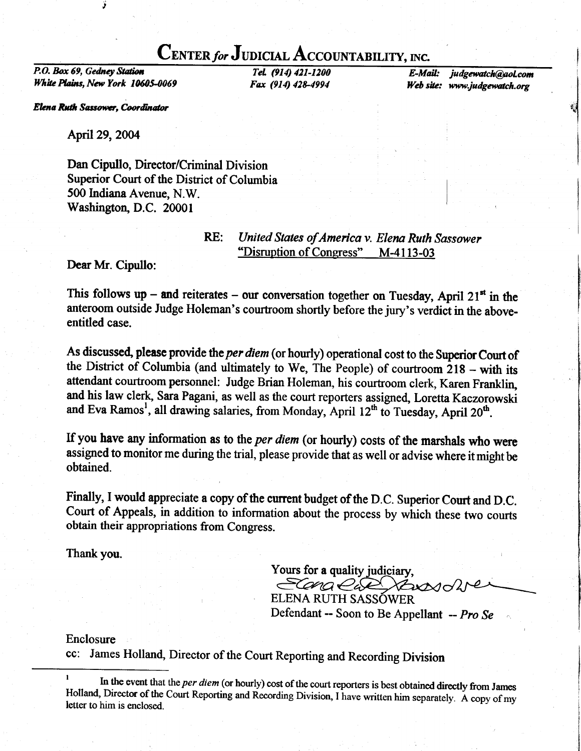# CENTER *for* JUDICIAL ACCOUNTABILITY, INC.

*P.O. Box 69, Gedney Station*
*White Plains, New York 10605-0069*

*Tel. (914) 421-1200*
*Fax (914) 428-4994*

*E-Mail: judgewatch@aol.com*
*Web site: www.judgewatch.org*

***Elena Ruth Sassower, Coordinator***

April 29, 2004

Dan Cipullo, Director/Criminal Division
Superior Court of the District of Columbia
500 Indiana Avenue, N.W.
Washington, D.C. 20001

RE: *United States of America v. Elena Ruth Sassower*
"Disruption of Congress" M-4113-03

Dear Mr. Cipullo:

This follows up – and reiterates – our conversation together on Tuesday, April 21st in the anteroom outside Judge Holeman's courtroom shortly before the jury's verdict in the above-entitled case.

As discussed, please provide the *per diem* (or hourly) operational cost to the Superior Court of the District of Columbia (and ultimately to We, The People) of courtroom 218 – with its attendant courtroom personnel: Judge Brian Holeman, his courtroom clerk, Karen Franklin, and his law clerk, Sara Pagani, as well as the court reporters assigned, Loretta Kaczorowski and Eva Ramos[1], all drawing salaries, from Monday, April 12th to Tuesday, April 20th.

If you have any information as to the *per diem* (or hourly) costs of the marshals who were assigned to monitor me during the trial, please provide that as well or advise where it might be obtained.

Finally, I would appreciate a copy of the current budget of the D.C. Superior Court and D.C. Court of Appeals, in addition to information about the process by which these two courts obtain their appropriations from Congress.

Thank you.

Yours for a quality judiciary,

ELENA RUTH SASSOWER
Defendant -- Soon to Be Appellant -- *Pro Se*

Enclosure
cc: James Holland, Director of the Court Reporting and Recording Division

---

[1] In the event that the *per diem* (or hourly) cost of the court reporters is best obtained directly from James Holland, Director of the Court Reporting and Recording Division, I have written him separately. A copy of my letter to him is enclosed.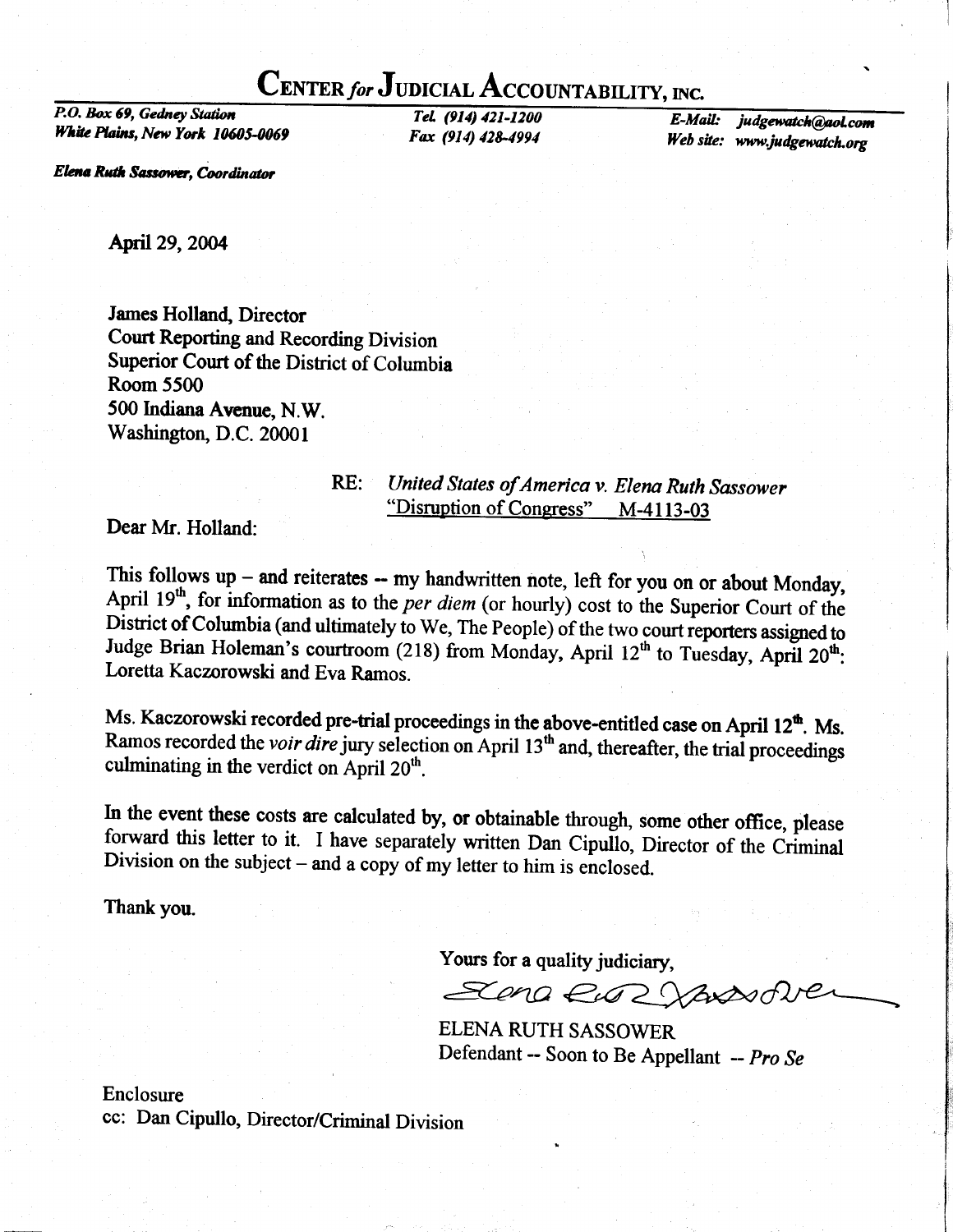# CENTER *for* JUDICIAL ACCOUNTABILITY, INC.

***P.O. Box 69, Gedney Station***
***White Plains, New York 10605-0069***

*Tel. (914) 421-1200*
*Fax (914) 428-4994*

*E-Mail: judgewatch@aol.com*
*Web site: www.judgewatch.org*

***Elena Ruth Sassower, Coordinator***

April 29, 2004

James Holland, Director
Court Reporting and Recording Division
Superior Court of the District of Columbia
Room 5500
500 Indiana Avenue, N.W.
Washington, D.C. 20001

RE: *United States of America v. Elena Ruth Sassower*
"Disruption of Congress" M-4113-03

Dear Mr. Holland:

This follows up – and reiterates -- my handwritten note, left for you on or about Monday, April 19th, for information as to the *per diem* (or hourly) cost to the Superior Court of the District of Columbia (and ultimately to We, The People) of the two court reporters assigned to Judge Brian Holeman's courtroom (218) from Monday, April 12th to Tuesday, April 20th: Loretta Kaczorowski and Eva Ramos.

Ms. Kaczorowski recorded pre-trial proceedings in the above-entitled case on April 12th. Ms. Ramos recorded the *voir dire* jury selection on April 13th and, thereafter, the trial proceedings culminating in the verdict on April 20th.

In the event these costs are calculated by, or obtainable through, some other office, please forward this letter to it. I have separately written Dan Cipullo, Director of the Criminal Division on the subject – and a copy of my letter to him is enclosed.

Thank you.

Yours for a quality judiciary,

*Elena Ruth Sassower*

ELENA RUTH SASSOWER
Defendant -- Soon to Be Appellant -- *Pro Se*

Enclosure
cc: Dan Cipullo, Director/Criminal Division